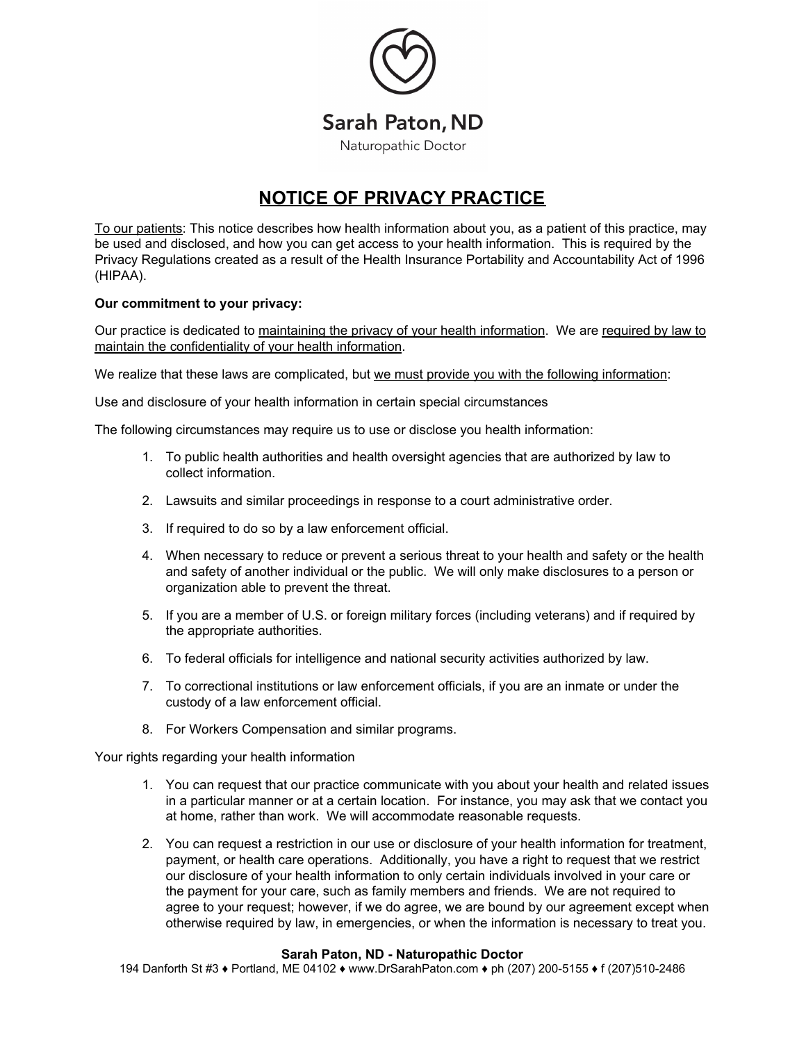Sarah Paton, ND

Naturopathic Doctor

# NOTICE OF PRIVACY PRACTICE

To our patients: This notice describes how health information about you, as a patient of this practice, may be used and disclosed, and how you can get access to your health information. This is required by the Privacy Regulations created as a result of the Health Insurance Portability and Accountability Act of 1996 (HIPAA).

**Our commitment to your privacy:**

Our practice is dedicated to maintaining the privacy of your health information. We are required by law to maintain the confidentiality of your health information.

We realize that these laws are complicated, but we must provide you with the following information:

Use and disclosure of your health information in certain special circumstances

The following circumstances may require us to use or disclose you health information:

1. To public health authorities and health oversight agencies that are authorized by law to collect information.
2. Lawsuits and similar proceedings in response to a court administrative order.
3. If required to do so by a law enforcement official.
4. When necessary to reduce or prevent a serious threat to your health and safety or the health and safety of another individual or the public. We will only make disclosures to a person or organization able to prevent the threat.
5. If you are a member of U.S. or foreign military forces (including veterans) and if required by the appropriate authorities.
6. To federal officials for intelligence and national security activities authorized by law.
7. To correctional institutions or law enforcement officials, if you are an inmate or under the custody of a law enforcement official.
8. For Workers Compensation and similar programs.

Your rights regarding your health information

1. You can request that our practice communicate with you about your health and related issues in a particular manner or at a certain location. For instance, you may ask that we contact you at home, rather than work. We will accommodate reasonable requests.
2. You can request a restriction in our use or disclosure of your health information for treatment, payment, or health care operations. Additionally, you have a right to request that we restrict our disclosure of your health information to only certain individuals involved in your care or the payment for your care, such as family members and friends. We are not required to agree to your request; however, if we do agree, we are bound by our agreement except when otherwise required by law, in emergencies, or when the information is necessary to treat you.

**Sarah Paton, ND - Naturopathic Doctor**
194 Danforth St #3 ♦ Portland, ME 04102 ♦ www.DrSarahPaton.com ♦ ph (207) 200-5155 ♦ f (207)510-2486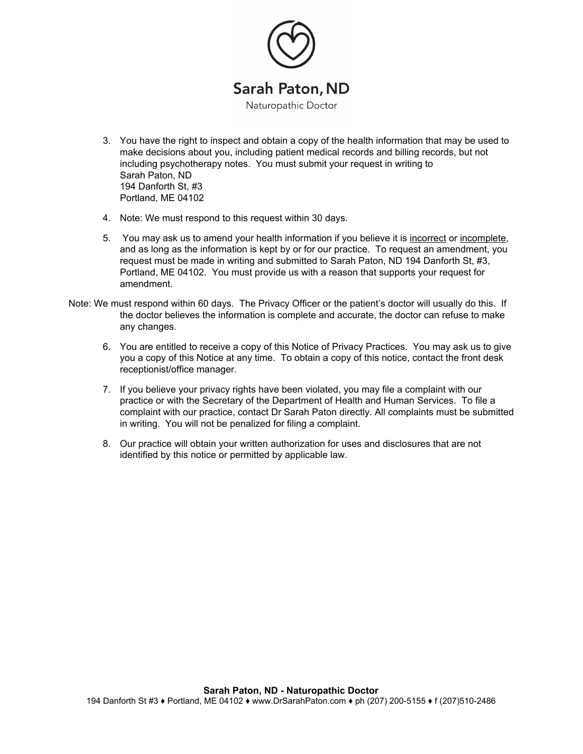3. You have the right to inspect and obtain a copy of the health information that may be used to make decisions about you, including patient medical records and billing records, but not including psychotherapy notes. You must submit your request in writing to
   Sarah Paton, ND
   194 Danforth St, #3
   Portland, ME 04102

4. Note: We must respond to this request within 30 days.

5. You may ask us to amend your health information if you believe it is <u>incorrect</u> or <u>incomplete</u>, and as long as the information is kept by or for our practice. To request an amendment, you request must be made in writing and submitted to Sarah Paton, ND 194 Danforth St, #3, Portland, ME 04102. You must provide us with a reason that supports your request for amendment.

Note: We must respond within 60 days. The Privacy Officer or the patient's doctor will usually do this. If the doctor believes the information is complete and accurate, the doctor can refuse to make any changes.

6. You are entitled to receive a copy of this Notice of Privacy Practices. You may ask us to give you a copy of this Notice at any time. To obtain a copy of this notice, contact the front desk receptionist/office manager.

7. If you believe your privacy rights have been violated, you may file a complaint with our practice or with the Secretary of the Department of Health and Human Services. To file a complaint with our practice, contact Dr Sarah Paton directly. All complaints must be submitted in writing. You will not be penalized for filing a complaint.

8. Our practice will obtain your written authorization for uses and disclosures that are not identified by this notice or permitted by applicable law.